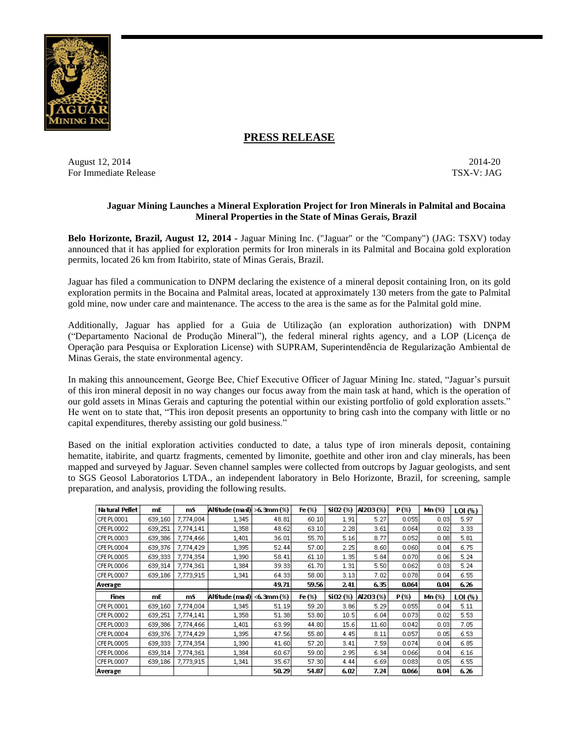# PRESS RELEASE

August 12, 2014 2014-20
For Immediate Release TSX-V: JAG

**Jaguar Mining Launches a Mineral Exploration Project for Iron Minerals in Palmital and Bocaina Mineral Properties in the State of Minas Gerais, Brazil**

**Belo Horizonte, Brazil, August 12, 2014** - Jaguar Mining Inc. ("Jaguar" or the "Company") (JAG: TSXV) today announced that it has applied for exploration permits for Iron minerals in its Palmital and Bocaina gold exploration permits, located 26 km from Itabirito, state of Minas Gerais, Brazil.

Jaguar has filed a communication to DNPM declaring the existence of a mineral deposit containing Iron, on its gold exploration permits in the Bocaina and Palmital areas, located at approximately 130 meters from the gate to Palmital gold mine, now under care and maintenance. The access to the area is the same as for the Palmital gold mine.

Additionally, Jaguar has applied for a Guia de Utilização (an exploration authorization) with DNPM ("Departamento Nacional de Produção Mineral"), the federal mineral rights agency, and a LOP (Licença de Operação para Pesquisa or Exploration License) with SUPRAM, Superintendência de Regularização Ambiental de Minas Gerais, the state environmental agency.

In making this announcement, George Bee, Chief Executive Officer of Jaguar Mining Inc. stated, "Jaguar's pursuit of this iron mineral deposit in no way changes our focus away from the main task at hand, which is the operation of our gold assets in Minas Gerais and capturing the potential within our existing portfolio of gold exploration assets." He went on to state that, "This iron deposit presents an opportunity to bring cash into the company with little or no capital expenditures, thereby assisting our gold business."

Based on the initial exploration activities conducted to date, a talus type of iron minerals deposit, containing hematite, itabirite, and quartz fragments, cemented by limonite, goethite and other iron and clay minerals, has been mapped and surveyed by Jaguar. Seven channel samples were collected from outcrops by Jaguar geologists, and sent to SGS Geosol Laboratorios LTDA., an independent laboratory in Belo Horizonte, Brazil, for screening, sample preparation, and analysis, providing the following results.

| Natural Pellet | mE | mS | Altitude (masl) | >6.3mm (%) | Fe (%) | SiO2 (%) | Al2O3 (%) | P (%) | Mn (%) | LOI (%) |
|---|---|---|---|---|---|---|---|---|---|---|
| CFEPL0001 | 639,160 | 7,774,004 | 1,345 | 48.81 | 60.10 | 1.91 | 5.27 | 0.055 | 0.03 | 5.97 |
| CFEPL0002 | 639,251 | 7,774,141 | 1,358 | 48.62 | 63.10 | 2.28 | 3.61 | 0.064 | 0.02 | 3.33 |
| CFEPL0003 | 639,386 | 7,774,466 | 1,401 | 36.01 | 55.70 | 5.16 | 8.77 | 0.052 | 0.08 | 5.81 |
| CFEPL0004 | 639,376 | 7,774,429 | 1,395 | 52.44 | 57.00 | 2.25 | 8.60 | 0.060 | 0.04 | 6.75 |
| CFEPL0005 | 639,333 | 7,774,354 | 1,390 | 58.41 | 61.10 | 1.35 | 5.84 | 0.070 | 0.06 | 5.24 |
| CFEPL0006 | 639,314 | 7,774,361 | 1,384 | 39.33 | 61.70 | 1.31 | 5.50 | 0.062 | 0.03 | 5.24 |
| CFEPL0007 | 639,186 | 7,773,915 | 1,341 | 64.33 | 58.00 | 3.13 | 7.02 | 0.078 | 0.04 | 6.55 |
| **Average** | | | | **49.71** | **59.56** | **2.41** | **6.35** | **0.064** | **0.04** | **6.26** |
| **Fines** | **mE** | **mS** | **Altitude (masl)** | **<6.3mm (%)** | **Fe (%)** | **SiO2 (%)** | **Al2O3 (%)** | **P (%)** | **Mn (%)** | **LOI (%)** |
| CFEPL0001 | 639,160 | 7,774,004 | 1,345 | 51.19 | 59.20 | 3.86 | 5.29 | 0.055 | 0.04 | 5.11 |
| CFEPL0002 | 639,251 | 7,774,141 | 1,358 | 51.38 | 53.80 | 10.5 | 6.04 | 0.073 | 0.02 | 5.53 |
| CFEPL0003 | 639,386 | 7,774,466 | 1,401 | 63.99 | 44.80 | 15.6 | 11.60 | 0.042 | 0.03 | 7.05 |
| CFEPL0004 | 639,376 | 7,774,429 | 1,395 | 47.56 | 55.80 | 4.45 | 8.11 | 0.057 | 0.05 | 6.53 |
| CFEPL0005 | 639,333 | 7,774,354 | 1,390 | 41.60 | 57.20 | 3.41 | 7.59 | 0.074 | 0.04 | 6.85 |
| CFEPL0006 | 639,314 | 7,774,361 | 1,384 | 60.67 | 59.00 | 2.95 | 6.34 | 0.066 | 0.04 | 6.16 |
| CFEPL0007 | 639,186 | 7,773,915 | 1,341 | 35.67 | 57.30 | 4.44 | 6.69 | 0.083 | 0.05 | 6.55 |
| **Average** | | | | **50.29** | **54.87** | **6.02** | **7.24** | **0.066** | **0.04** | **6.26** |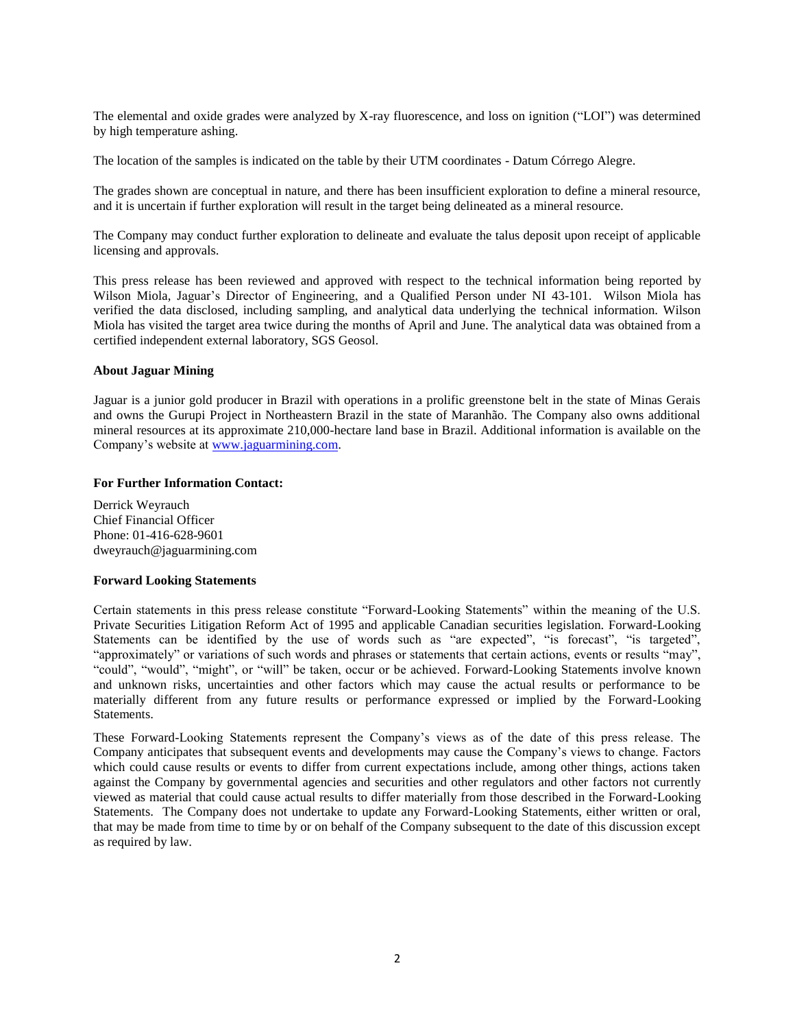The elemental and oxide grades were analyzed by X-ray fluorescence, and loss on ignition ("LOI") was determined by high temperature ashing.

The location of the samples is indicated on the table by their UTM coordinates - Datum Córrego Alegre.

The grades shown are conceptual in nature, and there has been insufficient exploration to define a mineral resource, and it is uncertain if further exploration will result in the target being delineated as a mineral resource.

The Company may conduct further exploration to delineate and evaluate the talus deposit upon receipt of applicable licensing and approvals.

This press release has been reviewed and approved with respect to the technical information being reported by Wilson Miola, Jaguar's Director of Engineering, and a Qualified Person under NI 43-101. Wilson Miola has verified the data disclosed, including sampling, and analytical data underlying the technical information. Wilson Miola has visited the target area twice during the months of April and June. The analytical data was obtained from a certified independent external laboratory, SGS Geosol.

**About Jaguar Mining**

Jaguar is a junior gold producer in Brazil with operations in a prolific greenstone belt in the state of Minas Gerais and owns the Gurupi Project in Northeastern Brazil in the state of Maranhão. The Company also owns additional mineral resources at its approximate 210,000-hectare land base in Brazil. Additional information is available on the Company's website at www.jaguarmining.com.

**For Further Information Contact:**

Derrick Weyrauch
Chief Financial Officer
Phone: 01-416-628-9601
dweyrauch@jaguarmining.com

**Forward Looking Statements**

Certain statements in this press release constitute "Forward-Looking Statements" within the meaning of the U.S. Private Securities Litigation Reform Act of 1995 and applicable Canadian securities legislation. Forward-Looking Statements can be identified by the use of words such as "are expected", "is forecast", "is targeted", "approximately" or variations of such words and phrases or statements that certain actions, events or results "may", "could", "would", "might", or "will" be taken, occur or be achieved. Forward-Looking Statements involve known and unknown risks, uncertainties and other factors which may cause the actual results or performance to be materially different from any future results or performance expressed or implied by the Forward-Looking Statements.

These Forward-Looking Statements represent the Company's views as of the date of this press release. The Company anticipates that subsequent events and developments may cause the Company's views to change. Factors which could cause results or events to differ from current expectations include, among other things, actions taken against the Company by governmental agencies and securities and other regulators and other factors not currently viewed as material that could cause actual results to differ materially from those described in the Forward-Looking Statements. The Company does not undertake to update any Forward-Looking Statements, either written or oral, that may be made from time to time by or on behalf of the Company subsequent to the date of this discussion except as required by law.